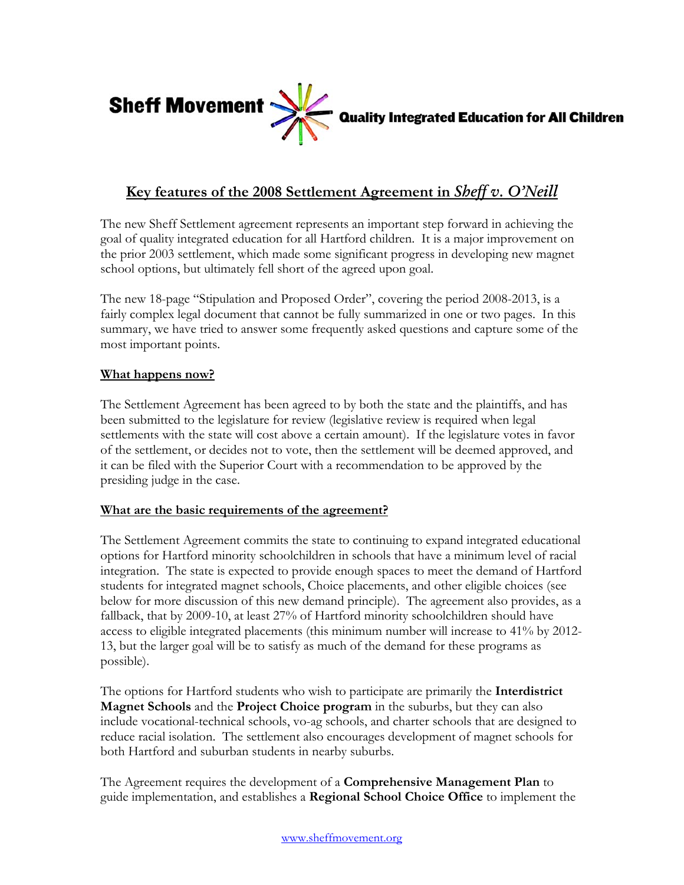**Sheff Movement** — **Quality Integrated Education for All Children**

# Key features of the 2008 Settlement Agreement in *Sheff v. O'Neill*

The new Sheff Settlement agreement represents an important step forward in achieving the goal of quality integrated education for all Hartford children. It is a major improvement on the prior 2003 settlement, which made some significant progress in developing new magnet school options, but ultimately fell short of the agreed upon goal.

The new 18-page "Stipulation and Proposed Order", covering the period 2008-2013, is a fairly complex legal document that cannot be fully summarized in one or two pages. In this summary, we have tried to answer some frequently asked questions and capture some of the most important points.

## What happens now?

The Settlement Agreement has been agreed to by both the state and the plaintiffs, and has been submitted to the legislature for review (legislative review is required when legal settlements with the state will cost above a certain amount). If the legislature votes in favor of the settlement, or decides not to vote, then the settlement will be deemed approved, and it can be filed with the Superior Court with a recommendation to be approved by the presiding judge in the case.

## What are the basic requirements of the agreement?

The Settlement Agreement commits the state to continuing to expand integrated educational options for Hartford minority schoolchildren in schools that have a minimum level of racial integration. The state is expected to provide enough spaces to meet the demand of Hartford students for integrated magnet schools, Choice placements, and other eligible choices (see below for more discussion of this new demand principle). The agreement also provides, as a fallback, that by 2009-10, at least 27% of Hartford minority schoolchildren should have access to eligible integrated placements (this minimum number will increase to 41% by 2012-13, but the larger goal will be to satisfy as much of the demand for these programs as possible).

The options for Hartford students who wish to participate are primarily the **Interdistrict Magnet Schools** and the **Project Choice program** in the suburbs, but they can also include vocational-technical schools, vo-ag schools, and charter schools that are designed to reduce racial isolation. The settlement also encourages development of magnet schools for both Hartford and suburban students in nearby suburbs.

The Agreement requires the development of a **Comprehensive Management Plan** to guide implementation, and establishes a **Regional School Choice Office** to implement the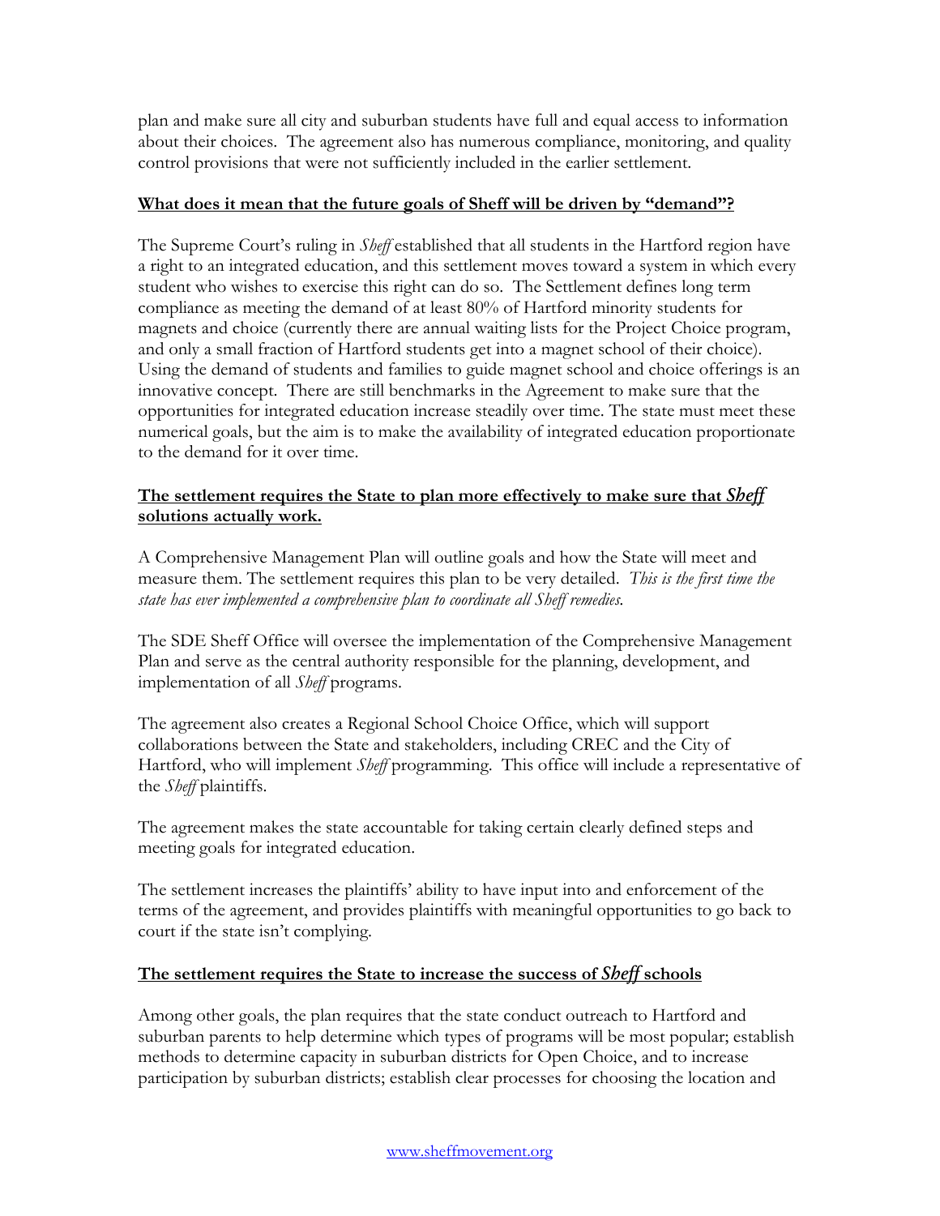plan and make sure all city and suburban students have full and equal access to information about their choices. The agreement also has numerous compliance, monitoring, and quality control provisions that were not sufficiently included in the earlier settlement.

**What does it mean that the future goals of Sheff will be driven by "demand"?**

The Supreme Court's ruling in *Sheff* established that all students in the Hartford region have a right to an integrated education, and this settlement moves toward a system in which every student who wishes to exercise this right can do so. The Settlement defines long term compliance as meeting the demand of at least 80% of Hartford minority students for magnets and choice (currently there are annual waiting lists for the Project Choice program, and only a small fraction of Hartford students get into a magnet school of their choice). Using the demand of students and families to guide magnet school and choice offerings is an innovative concept. There are still benchmarks in the Agreement to make sure that the opportunities for integrated education increase steadily over time. The state must meet these numerical goals, but the aim is to make the availability of integrated education proportionate to the demand for it over time.

**The settlement requires the State to plan more effectively to make sure that *Sheff* solutions actually work.**

A Comprehensive Management Plan will outline goals and how the State will meet and measure them. The settlement requires this plan to be very detailed. *This is the first time the state has ever implemented a comprehensive plan to coordinate all Sheff remedies.*

The SDE Sheff Office will oversee the implementation of the Comprehensive Management Plan and serve as the central authority responsible for the planning, development, and implementation of all *Sheff* programs.

The agreement also creates a Regional School Choice Office, which will support collaborations between the State and stakeholders, including CREC and the City of Hartford, who will implement *Sheff* programming. This office will include a representative of the *Sheff* plaintiffs.

The agreement makes the state accountable for taking certain clearly defined steps and meeting goals for integrated education.

The settlement increases the plaintiffs' ability to have input into and enforcement of the terms of the agreement, and provides plaintiffs with meaningful opportunities to go back to court if the state isn't complying.

**The settlement requires the State to increase the success of *Sheff* schools**

Among other goals, the plan requires that the state conduct outreach to Hartford and suburban parents to help determine which types of programs will be most popular; establish methods to determine capacity in suburban districts for Open Choice, and to increase participation by suburban districts; establish clear processes for choosing the location and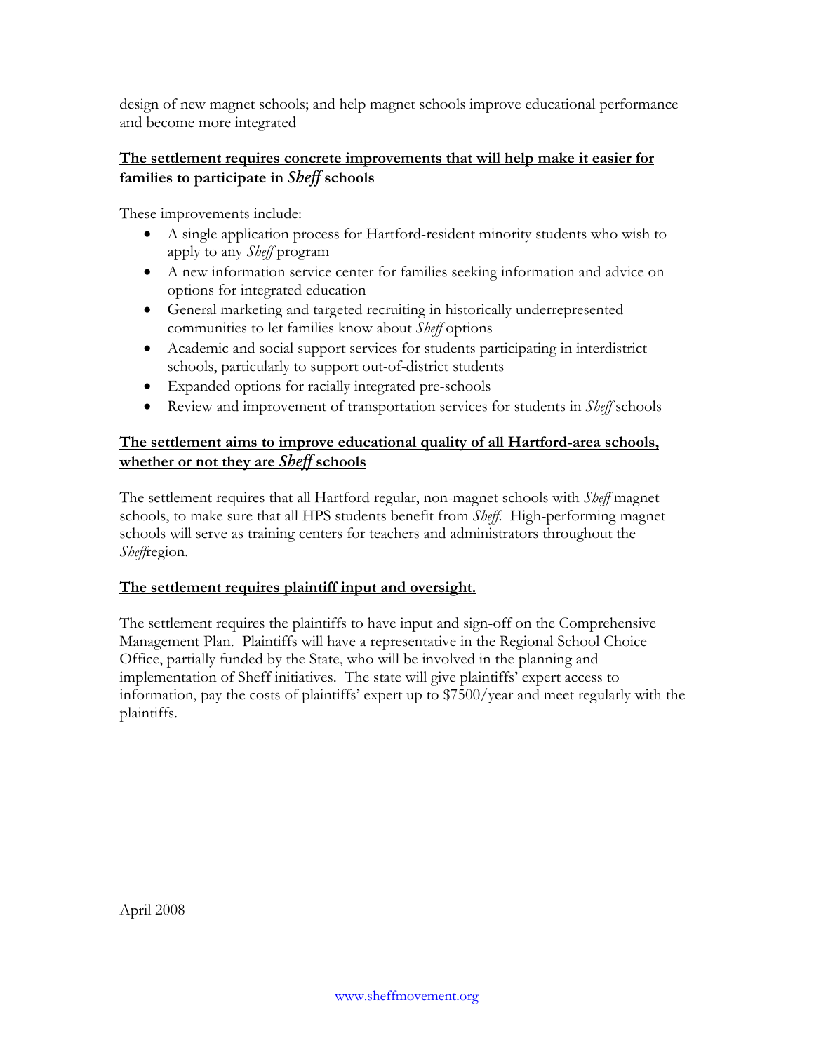design of new magnet schools; and help magnet schools improve educational performance and become more integrated

**The settlement requires concrete improvements that will help make it easier for families to participate in *Sheff* schools**

These improvements include:

- A single application process for Hartford-resident minority students who wish to apply to any *Sheff* program
- A new information service center for families seeking information and advice on options for integrated education
- General marketing and targeted recruiting in historically underrepresented communities to let families know about *Sheff* options
- Academic and social support services for students participating in interdistrict schools, particularly to support out-of-district students
- Expanded options for racially integrated pre-schools
- Review and improvement of transportation services for students in *Sheff* schools

**The settlement aims to improve educational quality of all Hartford-area schools, whether or not they are *Sheff* schools**

The settlement requires that all Hartford regular, non-magnet schools with *Sheff* magnet schools, to make sure that all HPS students benefit from *Sheff*. High-performing magnet schools will serve as training centers for teachers and administrators throughout the *Sheff*region.

**The settlement requires plaintiff input and oversight.**

The settlement requires the plaintiffs to have input and sign-off on the Comprehensive Management Plan. Plaintiffs will have a representative in the Regional School Choice Office, partially funded by the State, who will be involved in the planning and implementation of Sheff initiatives. The state will give plaintiffs' expert access to information, pay the costs of plaintiffs' expert up to $7500/year and meet regularly with the plaintiffs.

April 2008

www.sheffmovement.org